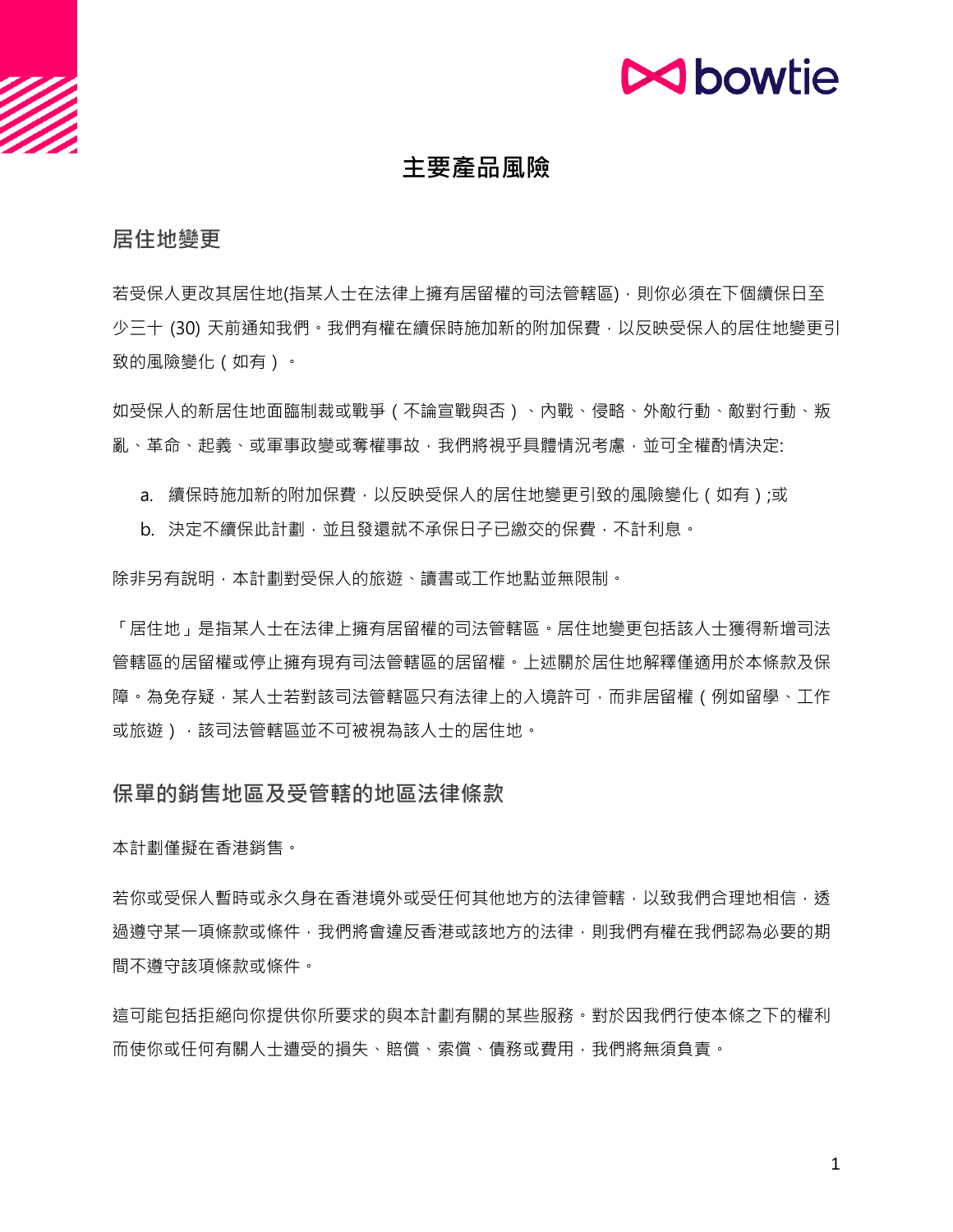# 主要產品風險

## 居住地變更

若受保人更改其居住地(指某人士在法律上擁有居留權的司法管轄區)，則你必須在下個續保日至少三十 (30) 天前通知我們。我們有權在續保時施加新的附加保費，以反映受保人的居住地變更引致的風險變化（如有）。

如受保人的新居住地面臨制裁或戰爭（不論宣戰與否）、內戰、侵略、外敵行動、敵對行動、叛亂、革命、起義、或軍事政變或奪權事故，我們將視乎具體情況考慮，並可全權酌情決定:

a. 續保時施加新的附加保費，以反映受保人的居住地變更引致的風險變化（如有）;或
b. 決定不續保此計劃，並且發還就不承保日子已繳交的保費，不計利息。

除非另有說明，本計劃對受保人的旅遊、讀書或工作地點並無限制。

「居住地」是指某人士在法律上擁有居留權的司法管轄區。居住地變更包括該人士獲得新增司法管轄區的居留權或停止擁有現有司法管轄區的居留權。上述關於居住地解釋僅適用於本條款及保障。為免存疑，某人士若對該司法管轄區只有法律上的入境許可，而非居留權（例如留學、工作或旅遊），該司法管轄區並不可被視為該人士的居住地。

## 保單的銷售地區及受管轄的地區法律條款

本計劃僅擬在香港銷售。

若你或受保人暫時或永久身在香港境外或受任何其他地方的法律管轄，以致我們合理地相信，透過遵守某一項條款或條件，我們將會違反香港或該地方的法律，則我們有權在我們認為必要的期間不遵守該項條款或條件。

這可能包括拒絕向你提供你所要求的與本計劃有關的某些服務。對於因我們行使本條之下的權利而使你或任何有關人士遭受的損失、賠償、索償、債務或費用，我們將無須負責。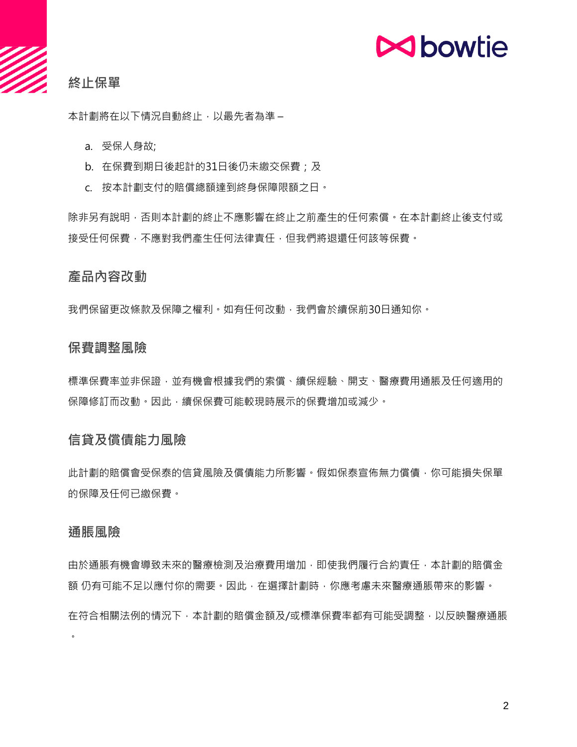## 終止保單

本計劃將在以下情況自動終止，以最先者為準 –

a. 受保人身故;
b. 在保費到期日後起計的31日後仍未繳交保費；及
c. 按本計劃支付的賠償總額達到終身保障限額之日。

除非另有說明，否則本計劃的終止不應影響在終止之前產生的任何索償。在本計劃終止後支付或接受任何保費，不應對我們產生任何法律責任，但我們將退還任何該等保費。

## 產品內容改動

我們保留更改條款及保障之權利。如有任何改動，我們會於續保前30日通知你。

## 保費調整風險

標準保費率並非保證，並有機會根據我們的索償、續保經驗、開支、醫療費用通脹及任何適用的保障修訂而改動。因此，續保保費可能較現時展示的保費增加或減少。

## 信貸及償債能力風險

此計劃的賠償會受保泰的信貸風險及償債能力所影響。假如保泰宣佈無力償債，你可能損失保單的保障及任何已繳保費。

## 通脹風險

由於通脹有機會導致未來的醫療檢測及治療費用增加，即使我們履行合約責任，本計劃的賠償金額 仍有可能不足以應付你的需要。因此，在選擇計劃時，你應考慮未來醫療通脹帶來的影響。

在符合相關法例的情況下，本計劃的賠償金額及/或標準保費率都有可能受調整，以反映醫療通脹。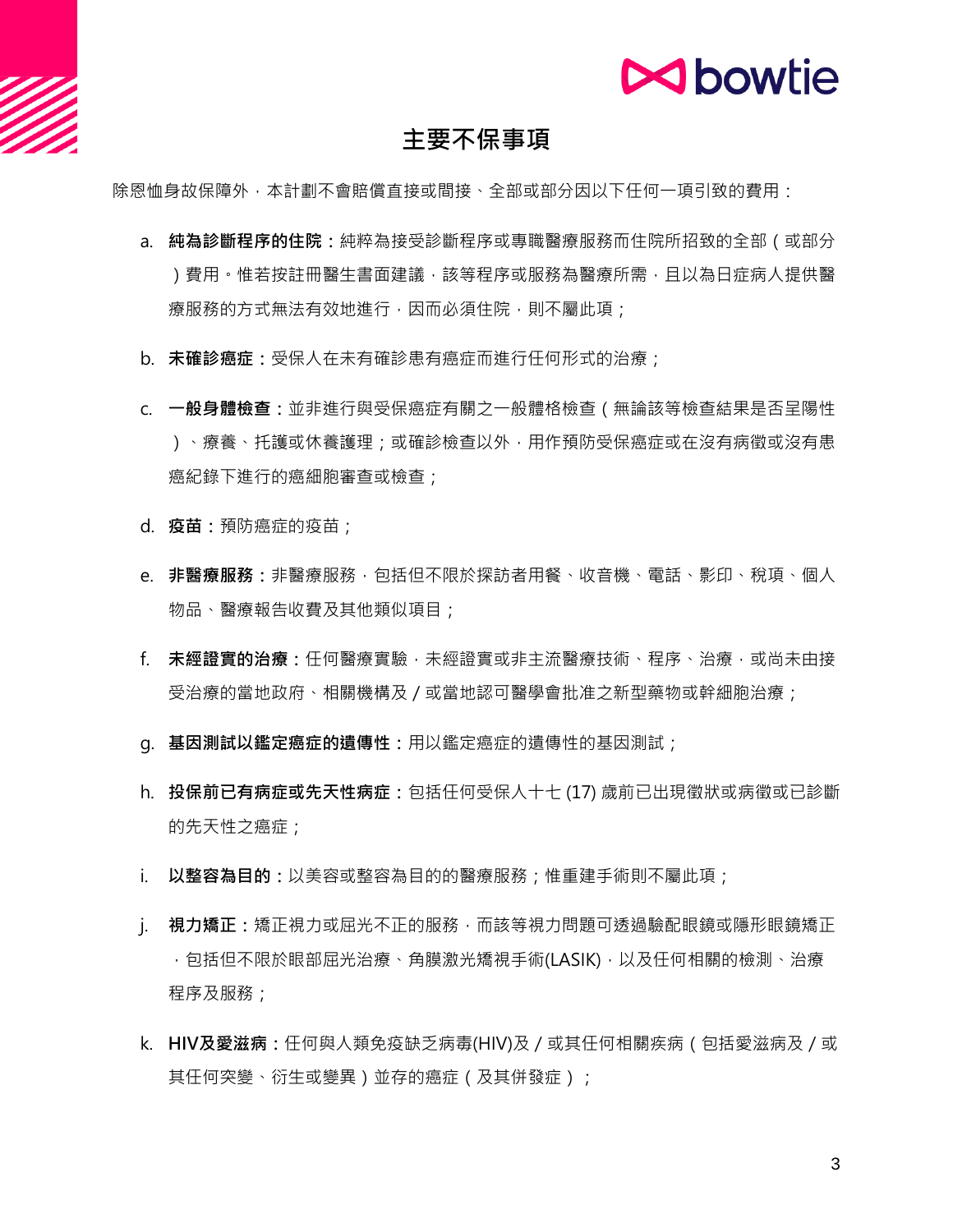## 主要不保事項

除恩恤身故保障外，本計劃不會賠償直接或間接、全部或部分因以下任何一項引致的費用：

a. **純為診斷程序的住院**：純粹為接受診斷程序或專職醫療服務而住院所招致的全部（或部分）費用。惟若按註冊醫生書面建議，該等程序或服務為醫療所需，且以為日症病人提供醫療服務的方式無法有效地進行，因而必須住院，則不屬此項；

b. **未確診癌症**：受保人在未有確診患有癌症而進行任何形式的治療；

c. **一般身體檢查**：並非進行與受保癌症有關之一般體格檢查（無論該等檢查結果是否呈陽性）、療養、托護或休養護理；或確診檢查以外，用作預防受保癌症或在沒有病徵或沒有患癌紀錄下進行的癌細胞審查或檢查；

d. **疫苗**：預防癌症的疫苗；

e. **非醫療服務**：非醫療服務，包括但不限於探訪者用餐、收音機、電話、影印、稅項、個人物品、醫療報告收費及其他類似項目；

f. **未經證實的治療**：任何醫療實驗，未經證實或非主流醫療技術、程序、治療，或尚未由接受治療的當地政府、相關機構及 / 或當地認可醫學會批准之新型藥物或幹細胞治療；

g. **基因測試以鑑定癌症的遺傳性**：用以鑑定癌症的遺傳性的基因測試；

h. **投保前已有病症或先天性病症**：包括任何受保人十七 (17) 歲前已出現徵狀或病徵或已診斷的先天性之癌症；

i. **以整容為目的**：以美容或整容為目的的醫療服務；惟重建手術則不屬此項；

j. **視力矯正**：矯正視力或屈光不正的服務，而該等視力問題可透過驗配眼鏡或隱形眼鏡矯正，包括但不限於眼部屈光治療、角膜激光矯視手術(LASIK)，以及任何相關的檢測、治療程序及服務；

k. **HIV及愛滋病**：任何與人類免疫缺乏病毒(HIV)及 / 或其任何相關疾病（包括愛滋病及 / 或其任何突變、衍生或變異）並存的癌症（及其併發症）；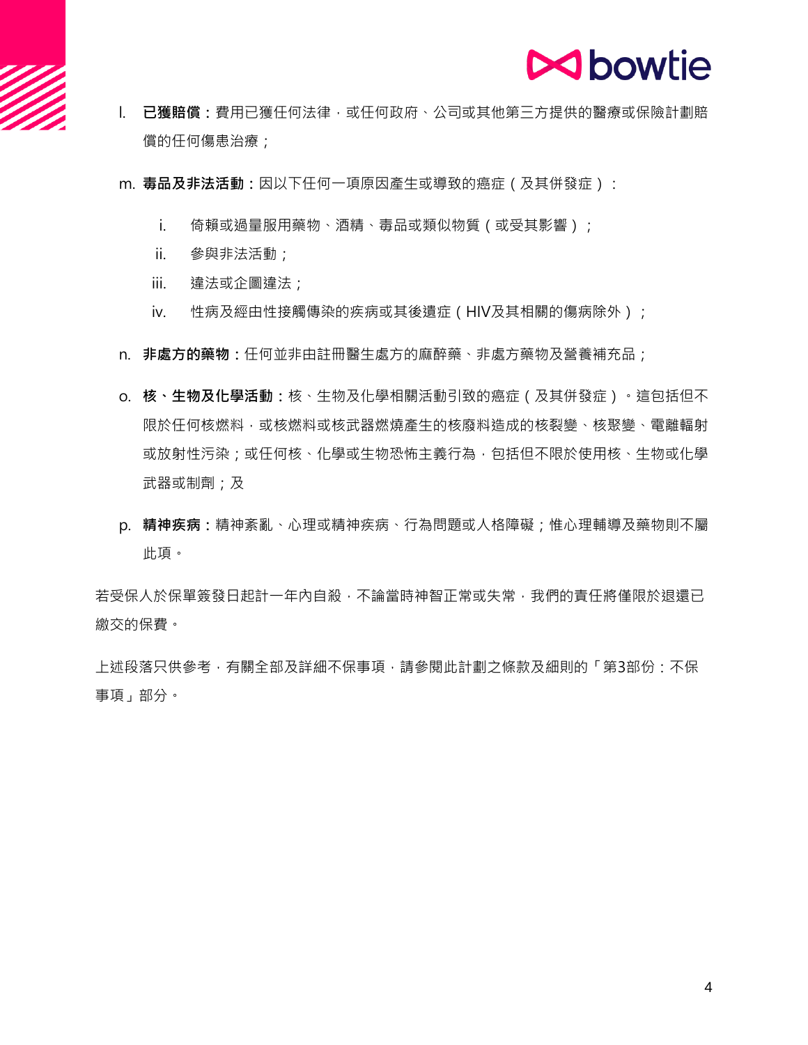l. **已獲賠償：**費用已獲任何法律，或任何政府、公司或其他第三方提供的醫療或保險計劃賠償的任何傷患治療；

m. **毒品及非法活動：**因以下任何一項原因產生或導致的癌症（及其併發症）：

    i. 倚賴或過量服用藥物、酒精、毒品或類似物質（或受其影響）；
    ii. 參與非法活動；
    iii. 違法或企圖違法；
    iv. 性病及經由性接觸傳染的疾病或其後遺症（HIV及其相關的傷病除外）；

n. **非處方的藥物：**任何並非由註冊醫生處方的麻醉藥、非處方藥物及營養補充品；

o. **核、生物及化學活動：**核、生物及化學相關活動引致的癌症（及其併發症）。這包括但不限於任何核燃料，或核燃料或核武器燃燒產生的核廢料造成的核裂變、核聚變、電離輻射或放射性污染；或任何核、化學或生物恐怖主義行為，包括但不限於使用核、生物或化學武器或制劑；及

p. **精神疾病：**精神紊亂、心理或精神疾病、行為問題或人格障礙；惟心理輔導及藥物則不屬此項。

若受保人於保單簽發日起計一年內自殺，不論當時神智正常或失常，我們的責任將僅限於退還已繳交的保費。

上述段落只供參考，有關全部及詳細不保事項，請參閱此計劃之條款及細則的「第3部份：不保事項」部分。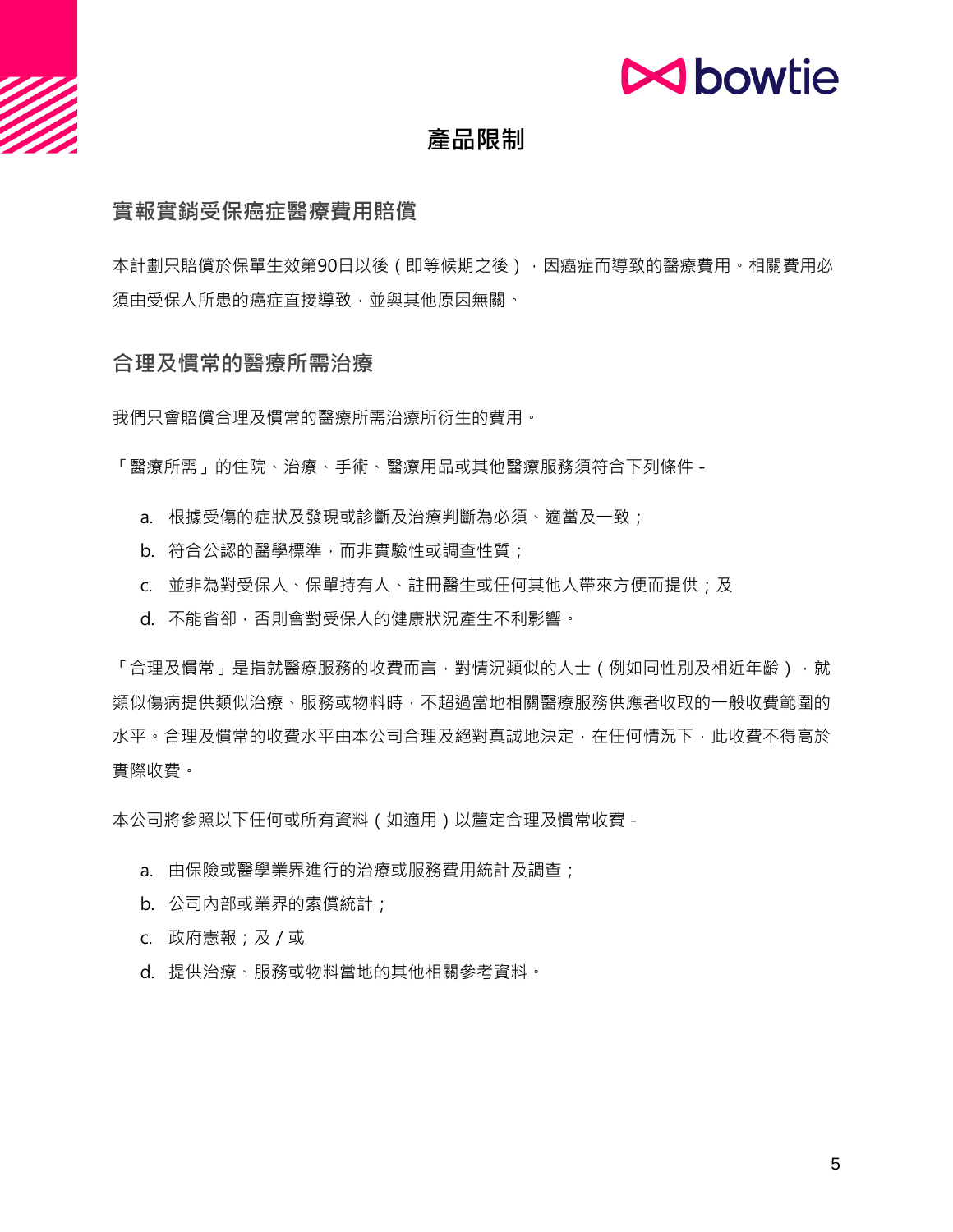# 產品限制

## 實報實銷受保癌症醫療費用賠償

本計劃只賠償於保單生效第90日以後（即等候期之後），因癌症而導致的醫療費用。相關費用必須由受保人所患的癌症直接導致，並與其他原因無關。

## 合理及慣常的醫療所需治療

我們只會賠償合理及慣常的醫療所需治療所衍生的費用。

「醫療所需」的住院、治療、手術、醫療用品或其他醫療服務須符合下列條件 -

a. 根據受傷的症狀及發現或診斷及治療判斷為必須、適當及一致；
b. 符合公認的醫學標準，而非實驗性或調查性質；
c. 並非為對受保人、保單持有人、註冊醫生或任何其他人帶來方便而提供；及
d. 不能省卻，否則會對受保人的健康狀況產生不利影響。

「合理及慣常」是指就醫療服務的收費而言，對情況類似的人士（例如同性別及相近年齡），就類似傷病提供類似治療、服務或物料時，不超過當地相關醫療服務供應者收取的一般收費範圍的水平。合理及慣常的收費水平由本公司合理及絕對真誠地決定，在任何情況下，此收費不得高於實際收費。

本公司將參照以下任何或所有資料（如適用）以釐定合理及慣常收費 -

a. 由保險或醫學業界進行的治療或服務費用統計及調查；
b. 公司內部或業界的索償統計；
c. 政府憲報；及 / 或
d. 提供治療、服務或物料當地的其他相關參考資料。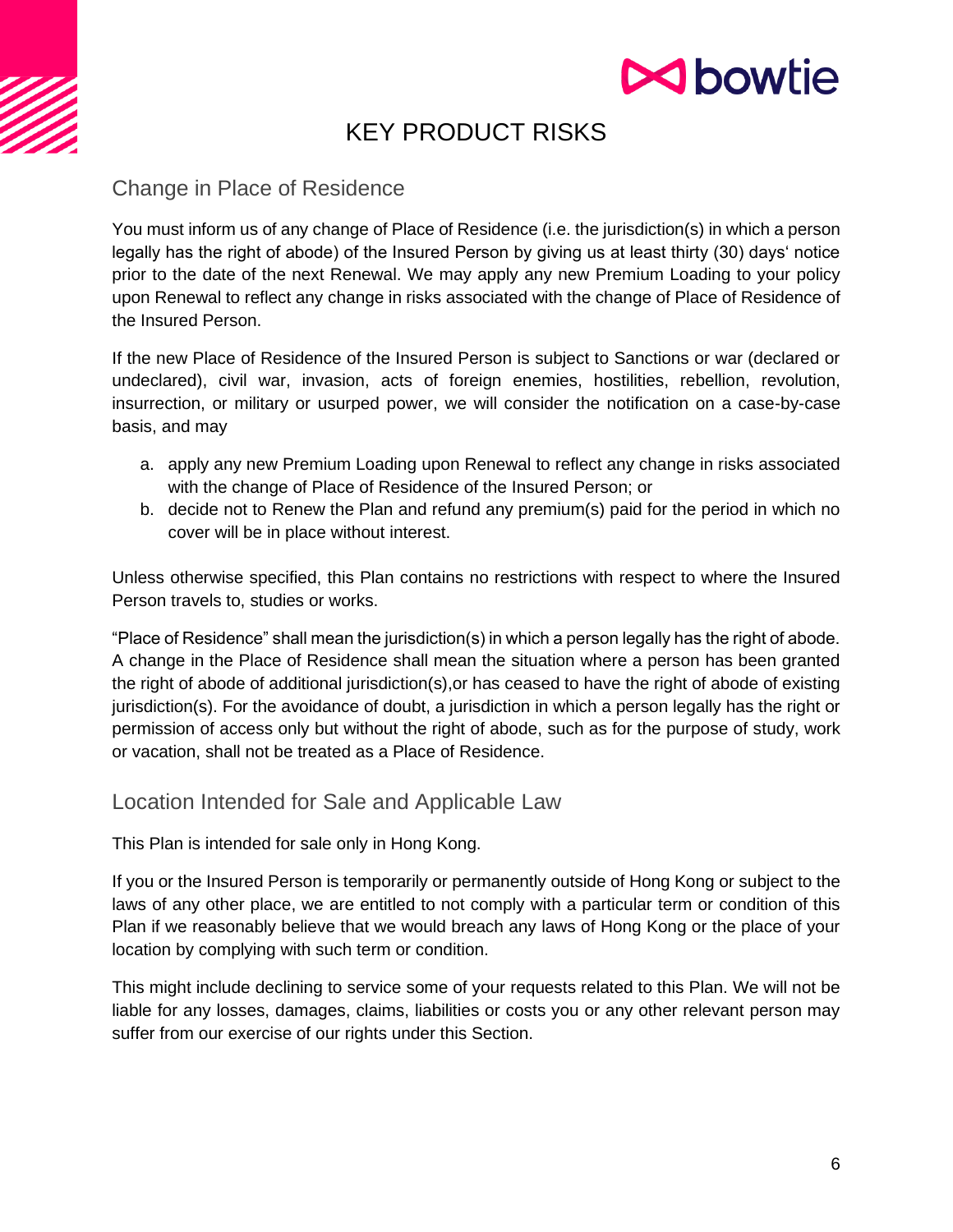# KEY PRODUCT RISKS

## Change in Place of Residence

You must inform us of any change of Place of Residence (i.e. the jurisdiction(s) in which a person legally has the right of abode) of the Insured Person by giving us at least thirty (30) days' notice prior to the date of the next Renewal. We may apply any new Premium Loading to your policy upon Renewal to reflect any change in risks associated with the change of Place of Residence of the Insured Person.

If the new Place of Residence of the Insured Person is subject to Sanctions or war (declared or undeclared), civil war, invasion, acts of foreign enemies, hostilities, rebellion, revolution, insurrection, or military or usurped power, we will consider the notification on a case-by-case basis, and may

a. apply any new Premium Loading upon Renewal to reflect any change in risks associated with the change of Place of Residence of the Insured Person; or
b. decide not to Renew the Plan and refund any premium(s) paid for the period in which no cover will be in place without interest.

Unless otherwise specified, this Plan contains no restrictions with respect to where the Insured Person travels to, studies or works.

"Place of Residence" shall mean the jurisdiction(s) in which a person legally has the right of abode. A change in the Place of Residence shall mean the situation where a person has been granted the right of abode of additional jurisdiction(s),or has ceased to have the right of abode of existing jurisdiction(s). For the avoidance of doubt, a jurisdiction in which a person legally has the right or permission of access only but without the right of abode, such as for the purpose of study, work or vacation, shall not be treated as a Place of Residence.

## Location Intended for Sale and Applicable Law

This Plan is intended for sale only in Hong Kong.

If you or the Insured Person is temporarily or permanently outside of Hong Kong or subject to the laws of any other place, we are entitled to not comply with a particular term or condition of this Plan if we reasonably believe that we would breach any laws of Hong Kong or the place of your location by complying with such term or condition.

This might include declining to service some of your requests related to this Plan. We will not be liable for any losses, damages, claims, liabilities or costs you or any other relevant person may suffer from our exercise of our rights under this Section.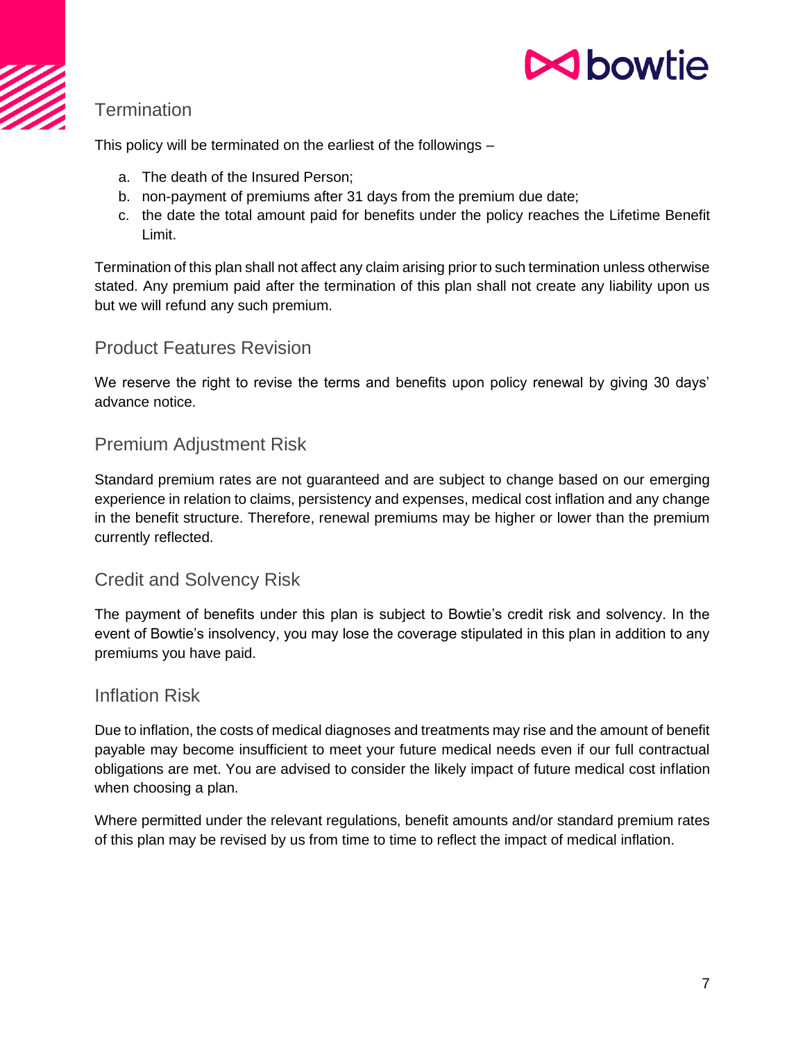## Termination

This policy will be terminated on the earliest of the followings –

a. The death of the Insured Person;
b. non-payment of premiums after 31 days from the premium due date;
c. the date the total amount paid for benefits under the policy reaches the Lifetime Benefit Limit.

Termination of this plan shall not affect any claim arising prior to such termination unless otherwise stated. Any premium paid after the termination of this plan shall not create any liability upon us but we will refund any such premium.

## Product Features Revision

We reserve the right to revise the terms and benefits upon policy renewal by giving 30 days' advance notice.

## Premium Adjustment Risk

Standard premium rates are not guaranteed and are subject to change based on our emerging experience in relation to claims, persistency and expenses, medical cost inflation and any change in the benefit structure. Therefore, renewal premiums may be higher or lower than the premium currently reflected.

## Credit and Solvency Risk

The payment of benefits under this plan is subject to Bowtie's credit risk and solvency. In the event of Bowtie's insolvency, you may lose the coverage stipulated in this plan in addition to any premiums you have paid.

## Inflation Risk

Due to inflation, the costs of medical diagnoses and treatments may rise and the amount of benefit payable may become insufficient to meet your future medical needs even if our full contractual obligations are met. You are advised to consider the likely impact of future medical cost inflation when choosing a plan.

Where permitted under the relevant regulations, benefit amounts and/or standard premium rates of this plan may be revised by us from time to time to reflect the impact of medical inflation.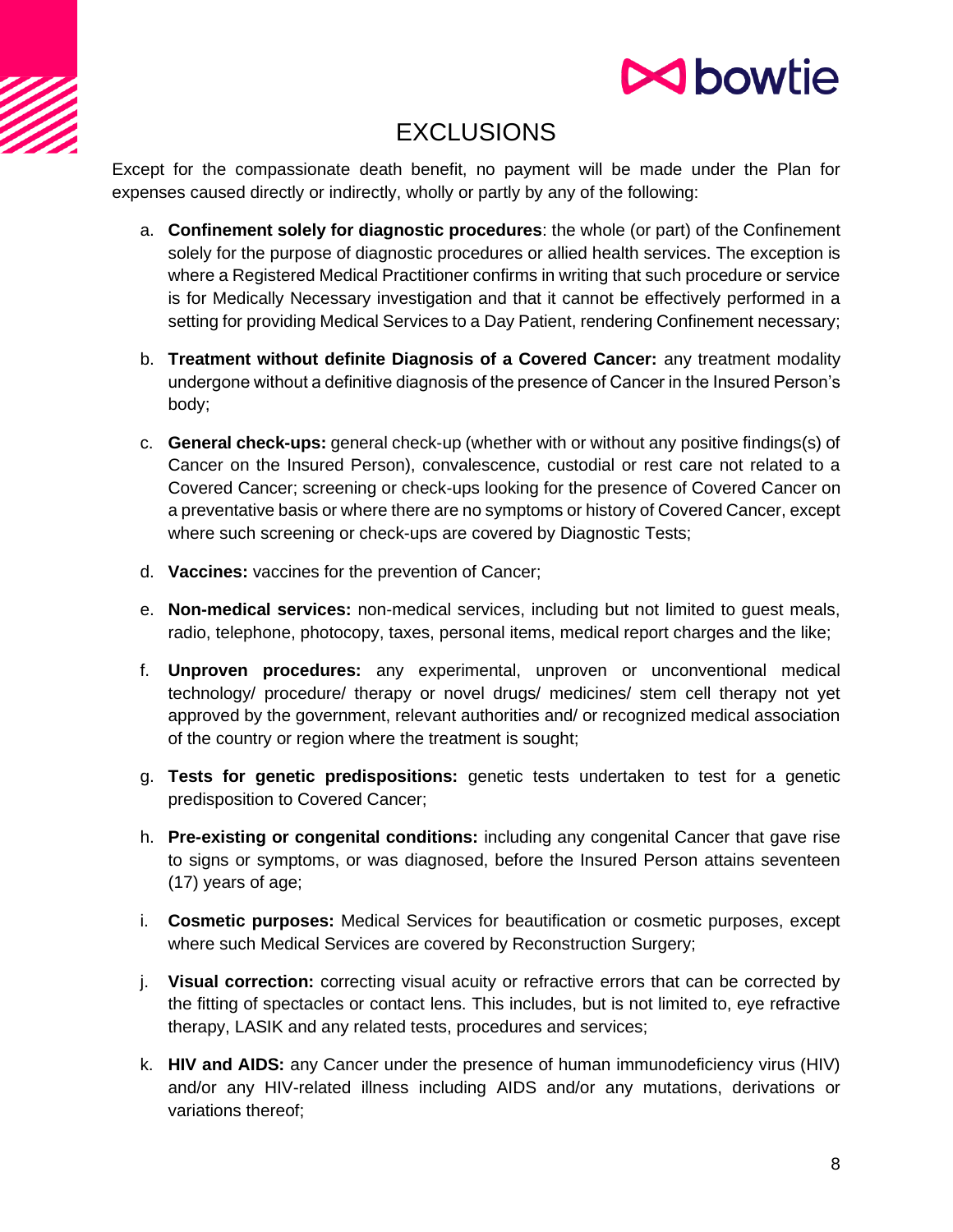# EXCLUSIONS

Except for the compassionate death benefit, no payment will be made under the Plan for expenses caused directly or indirectly, wholly or partly by any of the following:

a. **Confinement solely for diagnostic procedures**: the whole (or part) of the Confinement solely for the purpose of diagnostic procedures or allied health services. The exception is where a Registered Medical Practitioner confirms in writing that such procedure or service is for Medically Necessary investigation and that it cannot be effectively performed in a setting for providing Medical Services to a Day Patient, rendering Confinement necessary;

b. **Treatment without definite Diagnosis of a Covered Cancer:** any treatment modality undergone without a definitive diagnosis of the presence of Cancer in the Insured Person's body;

c. **General check-ups:** general check-up (whether with or without any positive findings(s) of Cancer on the Insured Person), convalescence, custodial or rest care not related to a Covered Cancer; screening or check-ups looking for the presence of Covered Cancer on a preventative basis or where there are no symptoms or history of Covered Cancer, except where such screening or check-ups are covered by Diagnostic Tests;

d. **Vaccines:** vaccines for the prevention of Cancer;

e. **Non-medical services:** non-medical services, including but not limited to guest meals, radio, telephone, photocopy, taxes, personal items, medical report charges and the like;

f. **Unproven procedures:** any experimental, unproven or unconventional medical technology/ procedure/ therapy or novel drugs/ medicines/ stem cell therapy not yet approved by the government, relevant authorities and/ or recognized medical association of the country or region where the treatment is sought;

g. **Tests for genetic predispositions:** genetic tests undertaken to test for a genetic predisposition to Covered Cancer;

h. **Pre-existing or congenital conditions:** including any congenital Cancer that gave rise to signs or symptoms, or was diagnosed, before the Insured Person attains seventeen (17) years of age;

i. **Cosmetic purposes:** Medical Services for beautification or cosmetic purposes, except where such Medical Services are covered by Reconstruction Surgery;

j. **Visual correction:** correcting visual acuity or refractive errors that can be corrected by the fitting of spectacles or contact lens. This includes, but is not limited to, eye refractive therapy, LASIK and any related tests, procedures and services;

k. **HIV and AIDS:** any Cancer under the presence of human immunodeficiency virus (HIV) and/or any HIV-related illness including AIDS and/or any mutations, derivations or variations thereof;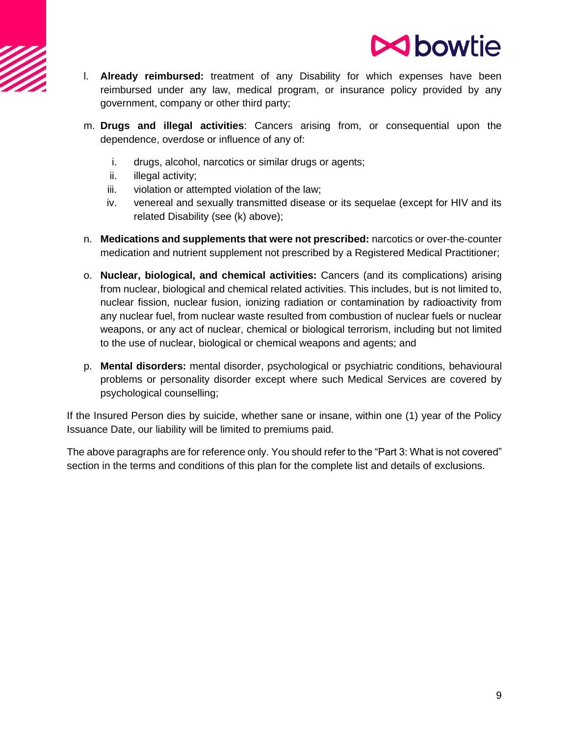l. **Already reimbursed:** treatment of any Disability for which expenses have been reimbursed under any law, medical program, or insurance policy provided by any government, company or other third party;

m. **Drugs and illegal activities**: Cancers arising from, or consequential upon the dependence, overdose or influence of any of:

   i. drugs, alcohol, narcotics or similar drugs or agents;
   ii. illegal activity;
   iii. violation or attempted violation of the law;
   iv. venereal and sexually transmitted disease or its sequelae (except for HIV and its related Disability (see (k) above);

n. **Medications and supplements that were not prescribed:** narcotics or over-the-counter medication and nutrient supplement not prescribed by a Registered Medical Practitioner;

o. **Nuclear, biological, and chemical activities:** Cancers (and its complications) arising from nuclear, biological and chemical related activities. This includes, but is not limited to, nuclear fission, nuclear fusion, ionizing radiation or contamination by radioactivity from any nuclear fuel, from nuclear waste resulted from combustion of nuclear fuels or nuclear weapons, or any act of nuclear, chemical or biological terrorism, including but not limited to the use of nuclear, biological or chemical weapons and agents; and

p. **Mental disorders:** mental disorder, psychological or psychiatric conditions, behavioural problems or personality disorder except where such Medical Services are covered by psychological counselling;

If the Insured Person dies by suicide, whether sane or insane, within one (1) year of the Policy Issuance Date, our liability will be limited to premiums paid.

The above paragraphs are for reference only. You should refer to the "Part 3: What is not covered" section in the terms and conditions of this plan for the complete list and details of exclusions.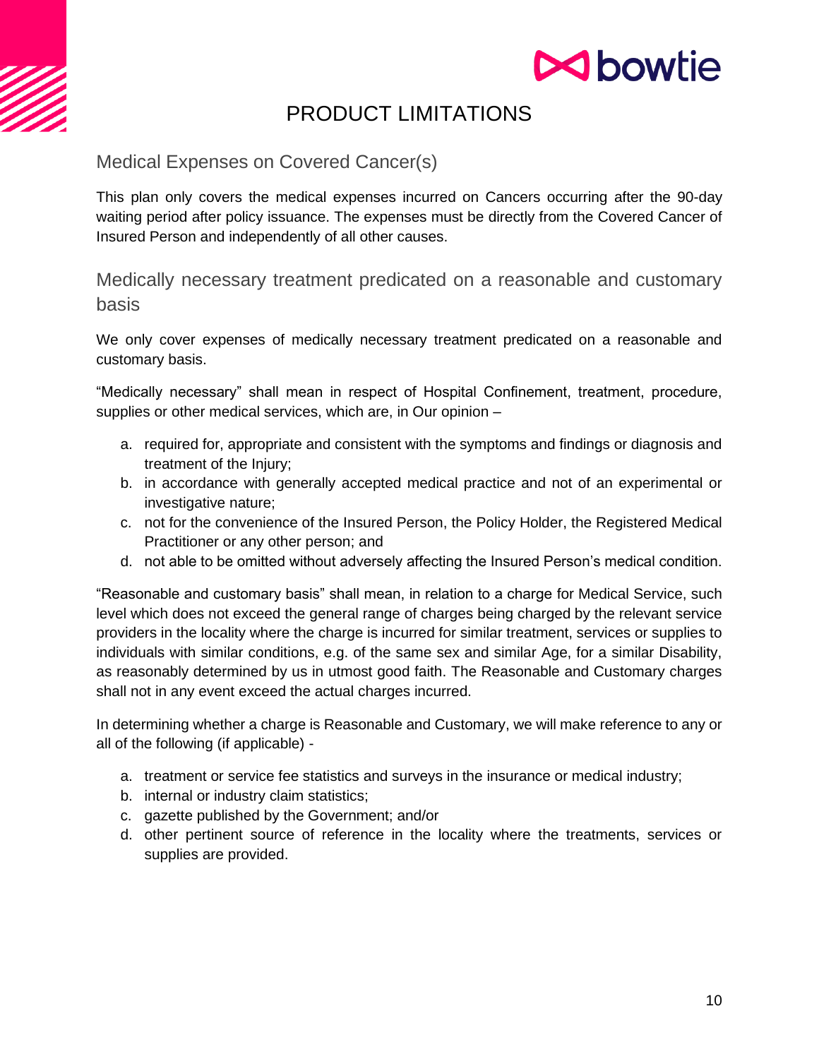# PRODUCT LIMITATIONS

## Medical Expenses on Covered Cancer(s)

This plan only covers the medical expenses incurred on Cancers occurring after the 90-day waiting period after policy issuance. The expenses must be directly from the Covered Cancer of Insured Person and independently of all other causes.

## Medically necessary treatment predicated on a reasonable and customary basis

We only cover expenses of medically necessary treatment predicated on a reasonable and customary basis.

"Medically necessary" shall mean in respect of Hospital Confinement, treatment, procedure, supplies or other medical services, which are, in Our opinion –

a. required for, appropriate and consistent with the symptoms and findings or diagnosis and treatment of the Injury;
b. in accordance with generally accepted medical practice and not of an experimental or investigative nature;
c. not for the convenience of the Insured Person, the Policy Holder, the Registered Medical Practitioner or any other person; and
d. not able to be omitted without adversely affecting the Insured Person's medical condition.

"Reasonable and customary basis" shall mean, in relation to a charge for Medical Service, such level which does not exceed the general range of charges being charged by the relevant service providers in the locality where the charge is incurred for similar treatment, services or supplies to individuals with similar conditions, e.g. of the same sex and similar Age, for a similar Disability, as reasonably determined by us in utmost good faith. The Reasonable and Customary charges shall not in any event exceed the actual charges incurred.

In determining whether a charge is Reasonable and Customary, we will make reference to any or all of the following (if applicable) -

a. treatment or service fee statistics and surveys in the insurance or medical industry;
b. internal or industry claim statistics;
c. gazette published by the Government; and/or
d. other pertinent source of reference in the locality where the treatments, services or supplies are provided.